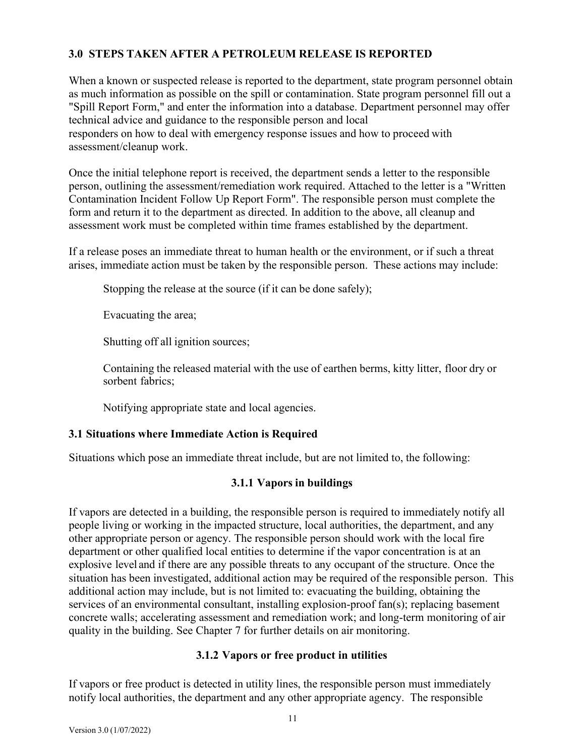## 3.0 STEPS TAKEN AFTER A PETROLEUM RELEASE IS REPORTED

When a known or suspected release is reported to the department, state program personnel obtain as much information as possible on the spill or contamination. State program personnel fill out a "Spill Report Form," and enter the information into a database. Department personnel may offer technical advice and guidance to the responsible person and local responders on how to deal with emergency response issues and how to proceed with assessment/cleanup work.

Once the initial telephone report is received, the department sends a letter to the responsible person, outlining the assessment/remediation work required. Attached to the letter is a "Written Contamination Incident Follow Up Report Form". The responsible person must complete the form and return it to the department as directed. In addition to the above, all cleanup and assessment work must be completed within time frames established by the department.

If a release poses an immediate threat to human health or the environment, or if such a threat arises, immediate action must be taken by the responsible person. These actions may include:

Stopping the release at the source (if it can be done safely);

Evacuating the area;

Shutting off all ignition sources;

Containing the released material with the use of earthen berms, kitty litter, floor dry or sorbent fabrics;

Notifying appropriate state and local agencies.

### 3.1 Situations where Immediate Action is Required

Situations which pose an immediate threat include, but are not limited to, the following:

#### 3.1.1 Vapors in buildings

If vapors are detected in a building, the responsible person is required to immediately notify all people living or working in the impacted structure, local authorities, the department, and any other appropriate person or agency. The responsible person should work with the local fire department or other qualified local entities to determine if the vapor concentration is at an explosive level and if there are any possible threats to any occupant of the structure. Once the situation has been investigated, additional action may be required of the responsible person. This additional action may include, but is not limited to: evacuating the building, obtaining the services of an environmental consultant, installing explosion-proof fan(s); replacing basement concrete walls; accelerating assessment and remediation work; and long-term monitoring of air quality in the building. See Chapter 7 for further details on air monitoring.

#### 3.1.2 Vapors or free product in utilities

If vapors or free product is detected in utility lines, the responsible person must immediately notify local authorities, the department and any other appropriate agency. The responsible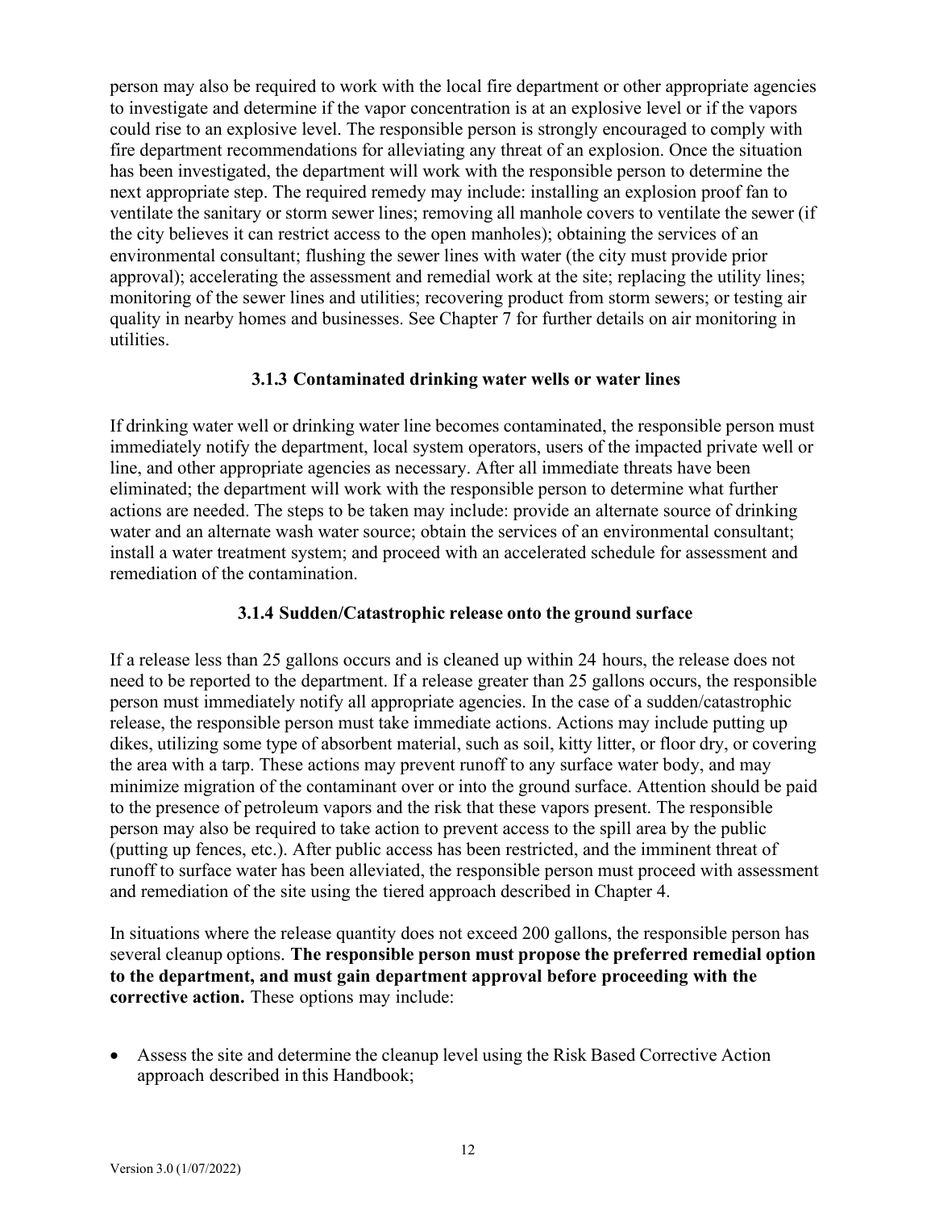person may also be required to work with the local fire department or other appropriate agencies to investigate and determine if the vapor concentration is at an explosive level or if the vapors could rise to an explosive level. The responsible person is strongly encouraged to comply with fire department recommendations for alleviating any threat of an explosion. Once the situation has been investigated, the department will work with the responsible person to determine the next appropriate step. The required remedy may include: installing an explosion proof fan to ventilate the sanitary or storm sewer lines; removing all manhole covers to ventilate the sewer (if the city believes it can restrict access to the open manholes); obtaining the services of an environmental consultant; flushing the sewer lines with water (the city must provide prior approval); accelerating the assessment and remedial work at the site; replacing the utility lines; monitoring of the sewer lines and utilities; recovering product from storm sewers; or testing air quality in nearby homes and businesses. See Chapter 7 for further details on air monitoring in utilities.

### 3.1.3 Contaminated drinking water wells or water lines

If drinking water well or drinking water line becomes contaminated, the responsible person must immediately notify the department, local system operators, users of the impacted private well or line, and other appropriate agencies as necessary. After all immediate threats have been eliminated; the department will work with the responsible person to determine what further actions are needed. The steps to be taken may include: provide an alternate source of drinking water and an alternate wash water source; obtain the services of an environmental consultant; install a water treatment system; and proceed with an accelerated schedule for assessment and remediation of the contamination.

### 3.1.4 Sudden/Catastrophic release onto the ground surface

If a release less than 25 gallons occurs and is cleaned up within 24 hours, the release does not need to be reported to the department. If a release greater than 25 gallons occurs, the responsible person must immediately notify all appropriate agencies. In the case of a sudden/catastrophic release, the responsible person must take immediate actions. Actions may include putting up dikes, utilizing some type of absorbent material, such as soil, kitty litter, or floor dry, or covering the area with a tarp. These actions may prevent runoff to any surface water body, and may minimize migration of the contaminant over or into the ground surface. Attention should be paid to the presence of petroleum vapors and the risk that these vapors present. The responsible person may also be required to take action to prevent access to the spill area by the public (putting up fences, etc.). After public access has been restricted, and the imminent threat of runoff to surface water has been alleviated, the responsible person must proceed with assessment and remediation of the site using the tiered approach described in Chapter 4.

In situations where the release quantity does not exceed 200 gallons, the responsible person has several cleanup options. **The responsible person must propose the preferred remedial option to the department, and must gain department approval before proceeding with the corrective action.** These options may include:

- Assess the site and determine the cleanup level using the Risk Based Corrective Action approach described in this Handbook;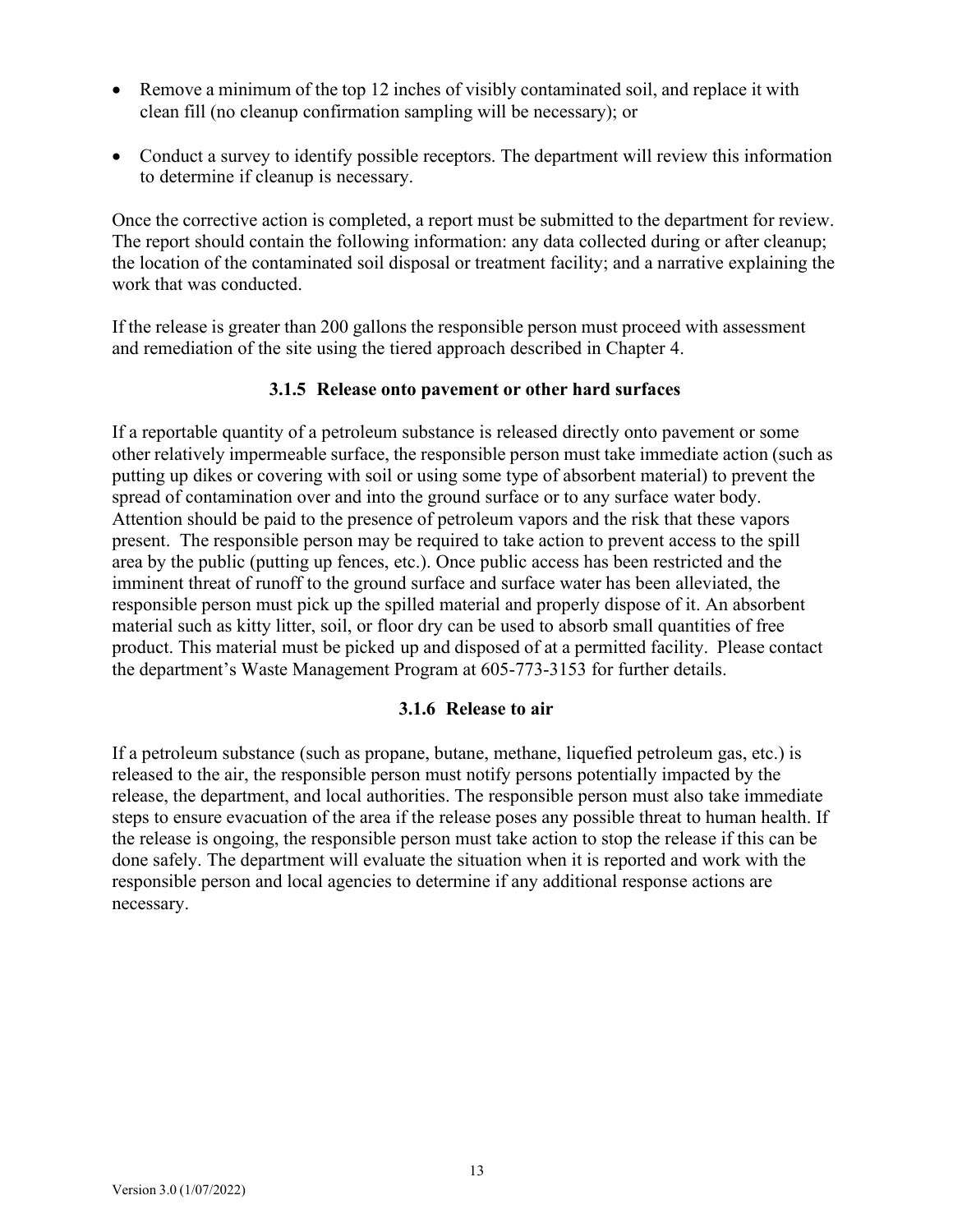- Remove a minimum of the top 12 inches of visibly contaminated soil, and replace it with clean fill (no cleanup confirmation sampling will be necessary); or

- Conduct a survey to identify possible receptors. The department will review this information to determine if cleanup is necessary.

Once the corrective action is completed, a report must be submitted to the department for review. The report should contain the following information: any data collected during or after cleanup; the location of the contaminated soil disposal or treatment facility; and a narrative explaining the work that was conducted.

If the release is greater than 200 gallons the responsible person must proceed with assessment and remediation of the site using the tiered approach described in Chapter 4.

### 3.1.5 Release onto pavement or other hard surfaces

If a reportable quantity of a petroleum substance is released directly onto pavement or some other relatively impermeable surface, the responsible person must take immediate action (such as putting up dikes or covering with soil or using some type of absorbent material) to prevent the spread of contamination over and into the ground surface or to any surface water body. Attention should be paid to the presence of petroleum vapors and the risk that these vapors present. The responsible person may be required to take action to prevent access to the spill area by the public (putting up fences, etc.). Once public access has been restricted and the imminent threat of runoff to the ground surface and surface water has been alleviated, the responsible person must pick up the spilled material and properly dispose of it. An absorbent material such as kitty litter, soil, or floor dry can be used to absorb small quantities of free product. This material must be picked up and disposed of at a permitted facility. Please contact the department's Waste Management Program at 605-773-3153 for further details.

### 3.1.6 Release to air

If a petroleum substance (such as propane, butane, methane, liquefied petroleum gas, etc.) is released to the air, the responsible person must notify persons potentially impacted by the release, the department, and local authorities. The responsible person must also take immediate steps to ensure evacuation of the area if the release poses any possible threat to human health. If the release is ongoing, the responsible person must take action to stop the release if this can be done safely. The department will evaluate the situation when it is reported and work with the responsible person and local agencies to determine if any additional response actions are necessary.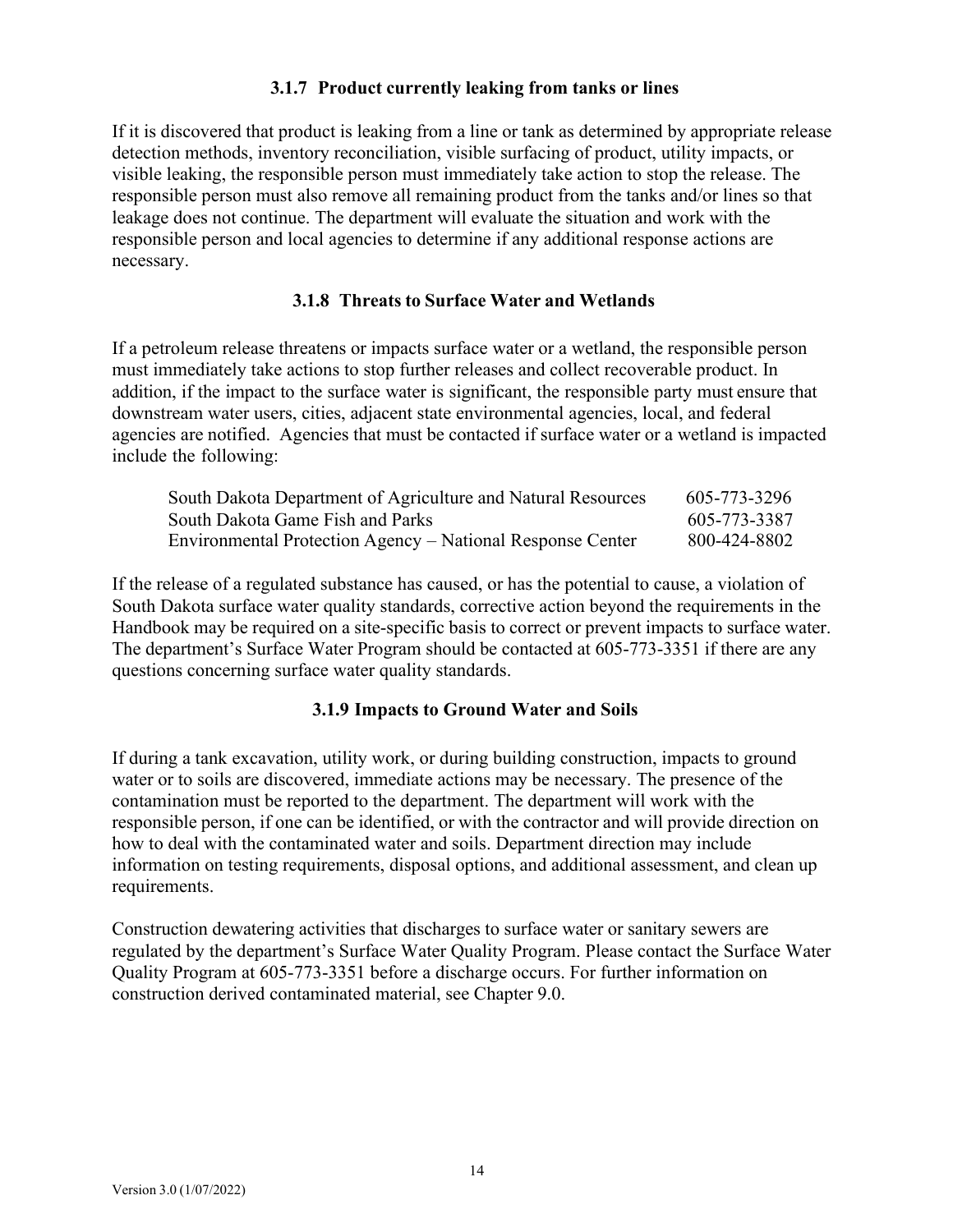### 3.1.7 Product currently leaking from tanks or lines

If it is discovered that product is leaking from a line or tank as determined by appropriate release detection methods, inventory reconciliation, visible surfacing of product, utility impacts, or visible leaking, the responsible person must immediately take action to stop the release. The responsible person must also remove all remaining product from the tanks and/or lines so that leakage does not continue. The department will evaluate the situation and work with the responsible person and local agencies to determine if any additional response actions are necessary.

### 3.1.8 Threats to Surface Water and Wetlands

If a petroleum release threatens or impacts surface water or a wetland, the responsible person must immediately take actions to stop further releases and collect recoverable product. In addition, if the impact to the surface water is significant, the responsible party must ensure that downstream water users, cities, adjacent state environmental agencies, local, and federal agencies are notified. Agencies that must be contacted if surface water or a wetland is impacted include the following:

| | |
|---|---|
| South Dakota Department of Agriculture and Natural Resources | 605-773-3296 |
| South Dakota Game Fish and Parks | 605-773-3387 |
| Environmental Protection Agency – National Response Center | 800-424-8802 |

If the release of a regulated substance has caused, or has the potential to cause, a violation of South Dakota surface water quality standards, corrective action beyond the requirements in the Handbook may be required on a site-specific basis to correct or prevent impacts to surface water. The department's Surface Water Program should be contacted at 605-773-3351 if there are any questions concerning surface water quality standards.

### 3.1.9 Impacts to Ground Water and Soils

If during a tank excavation, utility work, or during building construction, impacts to ground water or to soils are discovered, immediate actions may be necessary. The presence of the contamination must be reported to the department. The department will work with the responsible person, if one can be identified, or with the contractor and will provide direction on how to deal with the contaminated water and soils. Department direction may include information on testing requirements, disposal options, and additional assessment, and clean up requirements.

Construction dewatering activities that discharges to surface water or sanitary sewers are regulated by the department's Surface Water Quality Program. Please contact the Surface Water Quality Program at 605-773-3351 before a discharge occurs. For further information on construction derived contaminated material, see Chapter 9.0.